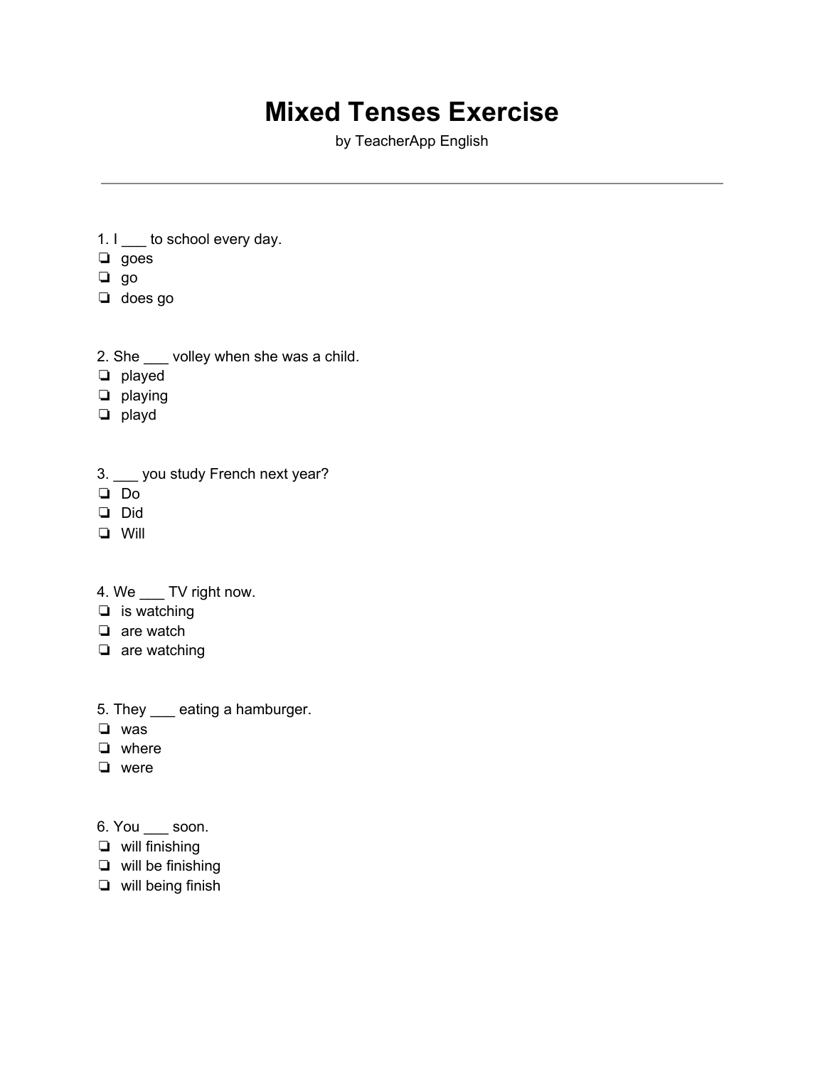# Mixed Tenses Exercise

by TeacherApp English

---

1. I ___ to school every day.
- ❏ goes
- ❏ go
- ❏ does go

2. She ___ volley when she was a child.
- ❏ played
- ❏ playing
- ❏ playd

3. ___ you study French next year?
- ❏ Do
- ❏ Did
- ❏ Will

4. We ___ TV right now.
- ❏ is watching
- ❏ are watch
- ❏ are watching

5. They ___ eating a hamburger.
- ❏ was
- ❏ where
- ❏ were

6. You ___ soon.
- ❏ will finishing
- ❏ will be finishing
- ❏ will being finish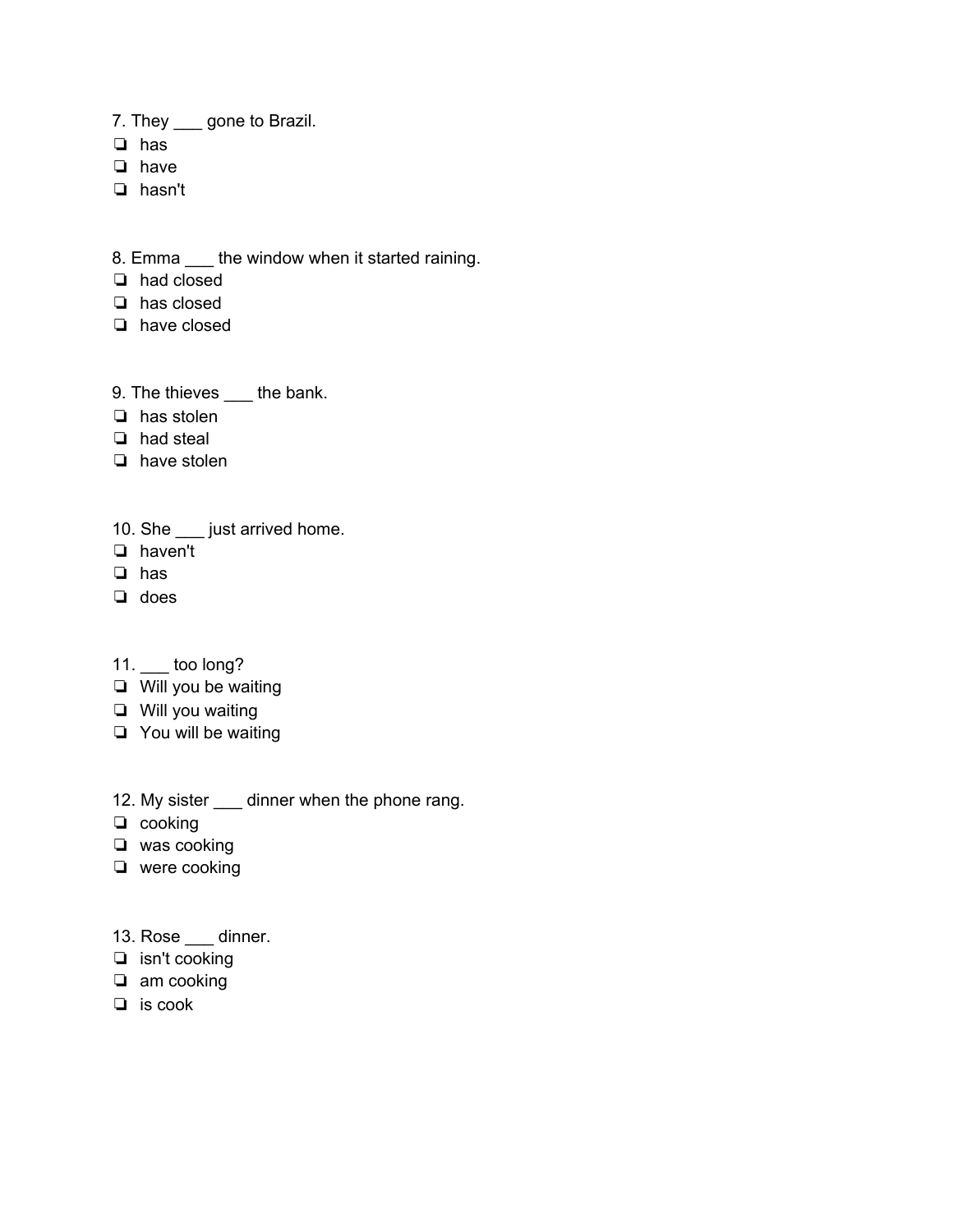7. They ___ gone to Brazil.

❏ has
❏ have
❏ hasn't

8. Emma ___ the window when it started raining.

❏ had closed
❏ has closed
❏ have closed

9. The thieves ___ the bank.

❏ has stolen
❏ had steal
❏ have stolen

10. She ___ just arrived home.

❏ haven't
❏ has
❏ does

11. ___ too long?

❏ Will you be waiting
❏ Will you waiting
❏ You will be waiting

12. My sister ___ dinner when the phone rang.

❏ cooking
❏ was cooking
❏ were cooking

13. Rose ___ dinner.

❏ isn't cooking
❏ am cooking
❏ is cook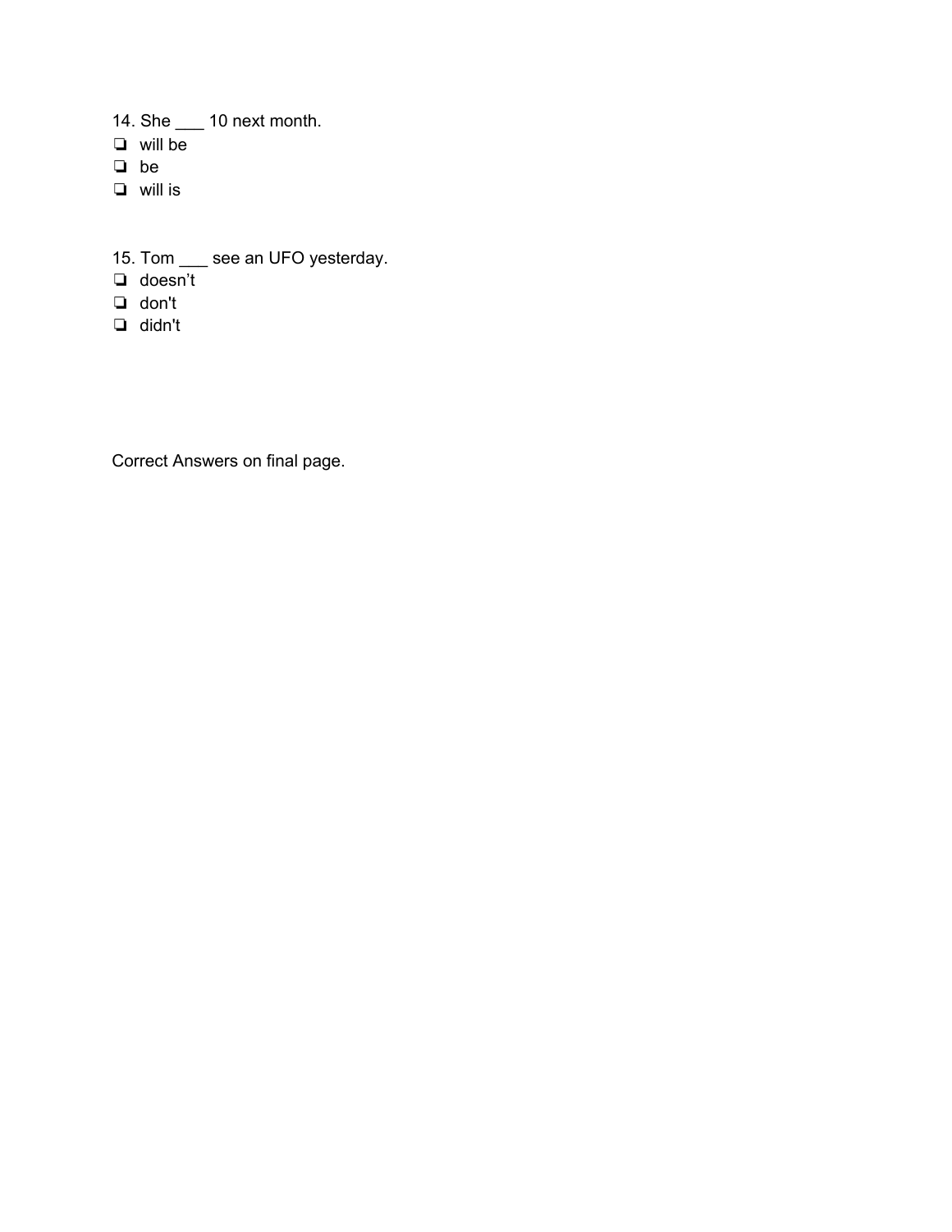14. She ___ 10 next month.

- ❏ will be
- ❏ be
- ❏ will is

15. Tom ___ see an UFO yesterday.

- ❏ doesn’t
- ❏ don't
- ❏ didn't

Correct Answers on final page.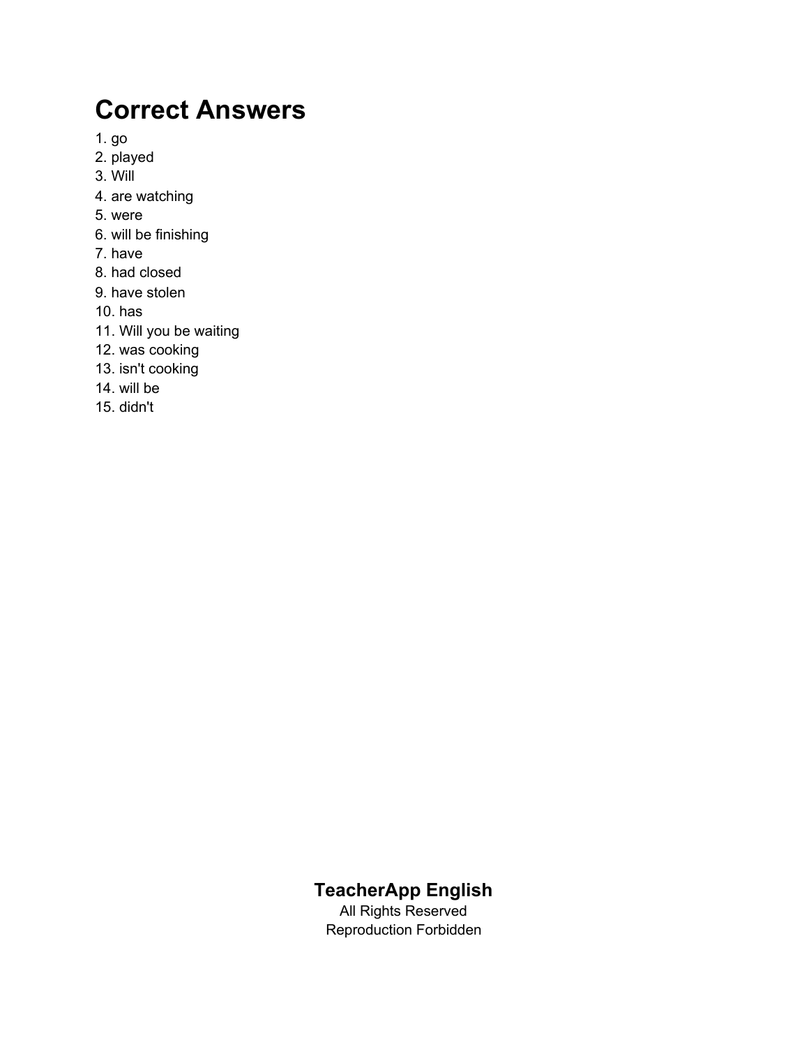# Correct Answers

1. go
2. played
3. Will
4. are watching
5. were
6. will be finishing
7. have
8. had closed
9. have stolen
10. has
11. Will you be waiting
12. was cooking
13. isn't cooking
14. will be
15. didn't

**TeacherApp English**
All Rights Reserved
Reproduction Forbidden